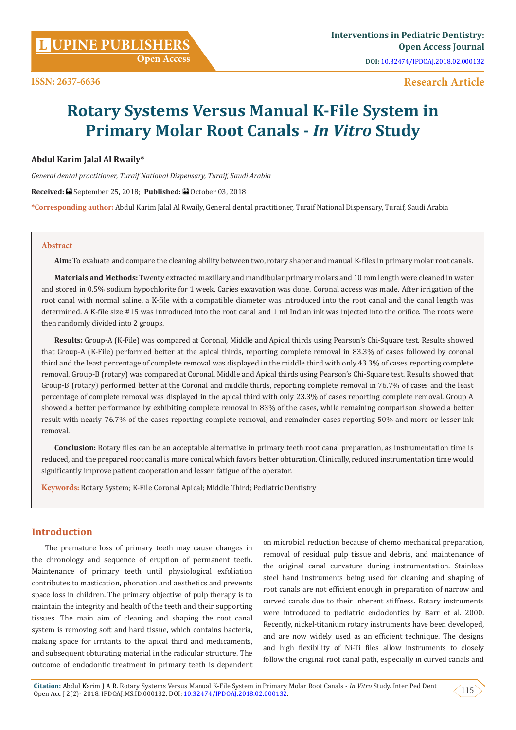**Research Article**

# Rotary Systems Versus Manual K-File System in Primary Molar Root Canals - *In Vitro* Study

**Abdul Karim Jalal Al Rwaily***

*General dental practitioner, Turaif National Dispensary, Turaif, Saudi Arabia*

**Received:** September 25, 2018; **Published:** October 03, 2018

***Corresponding author:** Abdul Karim Jalal Al Rwaily, General dental practitioner, Turaif National Dispensary, Turaif, Saudi Arabia

## Abstract

**Aim:** To evaluate and compare the cleaning ability between two, rotary shaper and manual K-files in primary molar root canals.

**Materials and Methods:** Twenty extracted maxillary and mandibular primary molars and 10 mm length were cleaned in water and stored in 0.5% sodium hypochlorite for 1 week. Caries excavation was done. Coronal access was made. After irrigation of the root canal with normal saline, a K-file with a compatible diameter was introduced into the root canal and the canal length was determined. A K-file size #15 was introduced into the root canal and 1 ml Indian ink was injected into the orifice. The roots were then randomly divided into 2 groups.

**Results:** Group-A (K-File) was compared at Coronal, Middle and Apical thirds using Pearson's Chi-Square test. Results showed that Group-A (K-File) performed better at the apical thirds, reporting complete removal in 83.3% of cases followed by coronal third and the least percentage of complete removal was displayed in the middle third with only 43.3% of cases reporting complete removal. Group-B (rotary) was compared at Coronal, Middle and Apical thirds using Pearson's Chi-Square test. Results showed that Group-B (rotary) performed better at the Coronal and middle thirds, reporting complete removal in 76.7% of cases and the least percentage of complete removal was displayed in the apical third with only 23.3% of cases reporting complete removal. Group A showed a better performance by exhibiting complete removal in 83% of the cases, while remaining comparison showed a better result with nearly 76.7% of the cases reporting complete removal, and remainder cases reporting 50% and more or lesser ink removal.

**Conclusion:** Rotary files can be an acceptable alternative in primary teeth root canal preparation, as instrumentation time is reduced, and the prepared root canal is more conical which favors better obturation. Clinically, reduced instrumentation time would significantly improve patient cooperation and lessen fatigue of the operator.

**Keywords:** Rotary System; K-File Coronal Apical; Middle Third; Pediatric Dentistry

## Introduction

The premature loss of primary teeth may cause changes in the chronology and sequence of eruption of permanent teeth. Maintenance of primary teeth until physiological exfoliation contributes to mastication, phonation and aesthetics and prevents space loss in children. The primary objective of pulp therapy is to maintain the integrity and health of the teeth and their supporting tissues. The main aim of cleaning and shaping the root canal system is removing soft and hard tissue, which contains bacteria, making space for irritants to the apical third and medicaments, and subsequent obturating material in the radicular structure. The outcome of endodontic treatment in primary teeth is dependent on microbial reduction because of chemo mechanical preparation, removal of residual pulp tissue and debris, and maintenance of the original canal curvature during instrumentation. Stainless steel hand instruments being used for cleaning and shaping of root canals are not efficient enough in preparation of narrow and curved canals due to their inherent stiffness. Rotary instruments were introduced to pediatric endodontics by Barr et al. 2000. Recently, nickel-titanium rotary instruments have been developed, and are now widely used as an efficient technique. The designs and high flexibility of Ni-Ti files allow instruments to closely follow the original root canal path, especially in curved canals and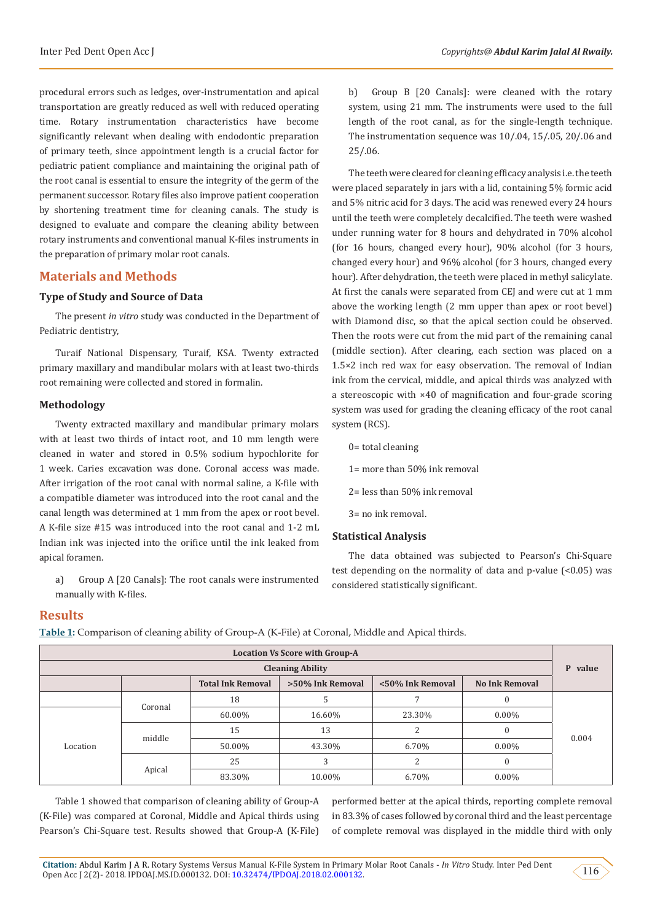procedural errors such as ledges, over-instrumentation and apical transportation are greatly reduced as well with reduced operating time. Rotary instrumentation characteristics have become significantly relevant when dealing with endodontic preparation of primary teeth, since appointment length is a crucial factor for pediatric patient compliance and maintaining the original path of the root canal is essential to ensure the integrity of the germ of the permanent successor. Rotary files also improve patient cooperation by shortening treatment time for cleaning canals. The study is designed to evaluate and compare the cleaning ability between rotary instruments and conventional manual K-files instruments in the preparation of primary molar root canals.

## Materials and Methods

### Type of Study and Source of Data

The present *in vitro* study was conducted in the Department of Pediatric dentistry,

Turaif National Dispensary, Turaif, KSA. Twenty extracted primary maxillary and mandibular molars with at least two-thirds root remaining were collected and stored in formalin.

### Methodology

Twenty extracted maxillary and mandibular primary molars with at least two thirds of intact root, and 10 mm length were cleaned in water and stored in 0.5% sodium hypochlorite for 1 week. Caries excavation was done. Coronal access was made. After irrigation of the root canal with normal saline, a K-file with a compatible diameter was introduced into the root canal and the canal length was determined at 1 mm from the apex or root bevel. A K-file size #15 was introduced into the root canal and 1-2 mL Indian ink was injected into the orifice until the ink leaked from apical foramen.

a) Group A [20 Canals]: The root canals were instrumented manually with K-files.

b) Group B [20 Canals]: were cleaned with the rotary system, using 21 mm. The instruments were used to the full length of the root canal, as for the single-length technique. The instrumentation sequence was 10/.04, 15/.05, 20/.06 and 25/.06.

The teeth were cleared for cleaning efficacy analysis i.e. the teeth were placed separately in jars with a lid, containing 5% formic acid and 5% nitric acid for 3 days. The acid was renewed every 24 hours until the teeth were completely decalcified. The teeth were washed under running water for 8 hours and dehydrated in 70% alcohol (for 16 hours, changed every hour), 90% alcohol (for 3 hours, changed every hour) and 96% alcohol (for 3 hours, changed every hour). After dehydration, the teeth were placed in methyl salicylate. At first the canals were separated from CEJ and were cut at 1 mm above the working length (2 mm upper than apex or root bevel) with Diamond disc, so that the apical section could be observed. Then the roots were cut from the mid part of the remaining canal (middle section). After clearing, each section was placed on a 1.5×2 inch red wax for easy observation. The removal of Indian ink from the cervical, middle, and apical thirds was analyzed with a stereoscopic with ×40 of magnification and four-grade scoring system was used for grading the cleaning efficacy of the root canal system (RCS).

0= total cleaning

1= more than 50% ink removal

2= less than 50% ink removal

3= no ink removal.

### Statistical Analysis

The data obtained was subjected to Pearson's Chi-Square test depending on the normality of data and p-value (<0.05) was considered statistically significant.

## Results

**Table 1**: Comparison of cleaning ability of Group-A (K-File) at Coronal, Middle and Apical thirds.

| Location Vs Score with Group-A | | | | | | P value |
|---|---|---|---|---|---|---|
| Cleaning Ability | | | | | | |
| | | Total Ink Removal | >50% Ink Removal | <50% Ink Removal | No Ink Removal | |
| Location | Coronal | 18 | 5 | 7 | 0 | 0.004 |
| | | 60.00% | 16.60% | 23.30% | 0.00% | |
| | middle | 15 | 13 | 2 | 0 | |
| | | 50.00% | 43.30% | 6.70% | 0.00% | |
| | Apical | 25 | 3 | 2 | 0 | |
| | | 83.30% | 10.00% | 6.70% | 0.00% | |

Table 1 showed that comparison of cleaning ability of Group-A (K-File) was compared at Coronal, Middle and Apical thirds using Pearson's Chi-Square test. Results showed that Group-A (K-File) performed better at the apical thirds, reporting complete removal in 83.3% of cases followed by coronal third and the least percentage of complete removal was displayed in the middle third with only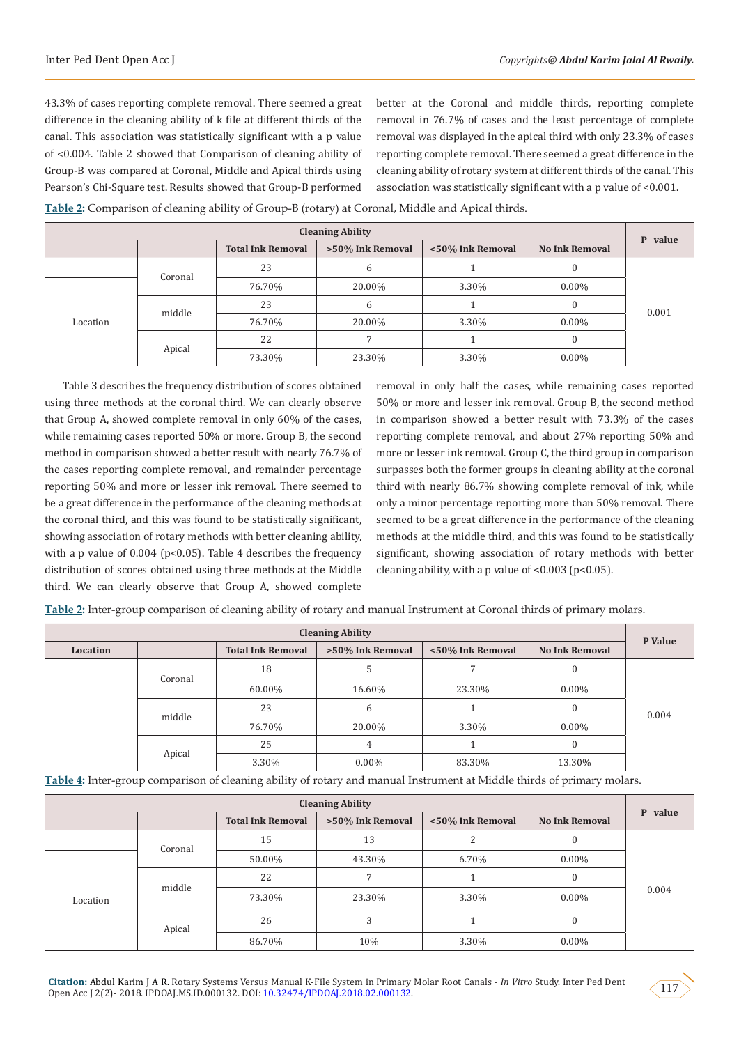43.3% of cases reporting complete removal. There seemed a great difference in the cleaning ability of k file at different thirds of the canal. This association was statistically significant with a p value of <0.004. Table 2 showed that Comparison of cleaning ability of Group-B was compared at Coronal, Middle and Apical thirds using Pearson's Chi-Square test. Results showed that Group-B performed better at the Coronal and middle thirds, reporting complete removal in 76.7% of cases and the least percentage of complete removal was displayed in the apical third with only 23.3% of cases reporting complete removal. There seemed a great difference in the cleaning ability of rotary system at different thirds of the canal. This association was statistically significant with a p value of <0.001.

**Table 2:** Comparison of cleaning ability of Group-B (rotary) at Coronal, Middle and Apical thirds.

| | | Cleaning Ability | | | | P value |
|---|---|---|---|---|---|---|
| | | Total Ink Removal | >50% Ink Removal | <50% Ink Removal | No Ink Removal | |
| Location | Coronal | 23 | 6 | 1 | 0 | 0.001 |
| | | 76.70% | 20.00% | 3.30% | 0.00% | |
| | middle | 23 | 6 | 1 | 0 | |
| | | 76.70% | 20.00% | 3.30% | 0.00% | |
| | Apical | 22 | 7 | 1 | 0 | |
| | | 73.30% | 23.30% | 3.30% | 0.00% | |

Table 3 describes the frequency distribution of scores obtained using three methods at the coronal third. We can clearly observe that Group A, showed complete removal in only 60% of the cases, while remaining cases reported 50% or more. Group B, the second method in comparison showed a better result with nearly 76.7% of the cases reporting complete removal, and remainder percentage reporting 50% and more or lesser ink removal. There seemed to be a great difference in the performance of the cleaning methods at the coronal third, and this was found to be statistically significant, showing association of rotary methods with better cleaning ability, with a p value of 0.004 (p<0.05). Table 4 describes the frequency distribution of scores obtained using three methods at the Middle third. We can clearly observe that Group A, showed complete removal in only half the cases, while remaining cases reported 50% or more and lesser ink removal. Group B, the second method in comparison showed a better result with 73.3% of the cases reporting complete removal, and about 27% reporting 50% and more or lesser ink removal. Group C, the third group in comparison surpasses both the former groups in cleaning ability at the coronal third with nearly 86.7% showing complete removal of ink, while only a minor percentage reporting more than 50% removal. There seemed to be a great difference in the performance of the cleaning methods at the middle third, and this was found to be statistically significant, showing association of rotary methods with better cleaning ability, with a p value of <0.003 (p<0.05).

**Table 2:** Inter-group comparison of cleaning ability of rotary and manual Instrument at Coronal thirds of primary molars.

| | | Cleaning Ability | | | | P Value |
|---|---|---|---|---|---|---|
| Location | | Total Ink Removal | >50% Ink Removal | <50% Ink Removal | No Ink Removal | |
| | Coronal | 18 | 5 | 7 | 0 | 0.004 |
| | | 60.00% | 16.60% | 23.30% | 0.00% | |
| | middle | 23 | 6 | 1 | 0 | |
| | | 76.70% | 20.00% | 3.30% | 0.00% | |
| | Apical | 25 | 4 | 1 | 0 | |
| | | 3.30% | 0.00% | 83.30% | 13.30% | |

**Table 4:** Inter-group comparison of cleaning ability of rotary and manual Instrument at Middle thirds of primary molars.

| | | Cleaning Ability | | | | P value |
|---|---|---|---|---|---|---|
| | | Total Ink Removal | >50% Ink Removal | <50% Ink Removal | No Ink Removal | |
| Location | Coronal | 15 | 13 | 2 | 0 | 0.004 |
| | | 50.00% | 43.30% | 6.70% | 0.00% | |
| | middle | 22 | 7 | 1 | 0 | |
| | | 73.30% | 23.30% | 3.30% | 0.00% | |
| | Apical | 26 | 3 | 1 | 0 | |
| | | 86.70% | 10% | 3.30% | 0.00% | |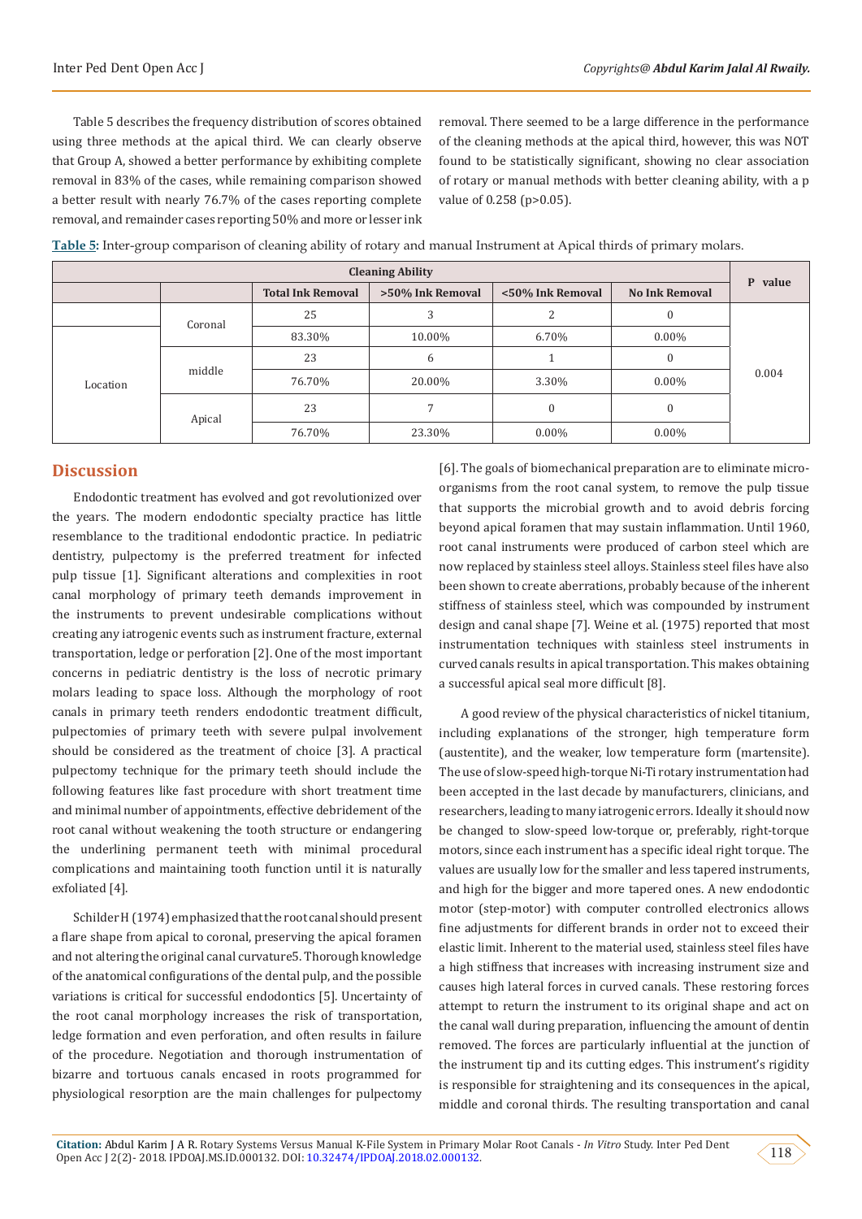Table 5 describes the frequency distribution of scores obtained using three methods at the apical third. We can clearly observe that Group A, showed a better performance by exhibiting complete removal in 83% of the cases, while remaining comparison showed a better result with nearly 76.7% of the cases reporting complete removal, and remainder cases reporting 50% and more or lesser ink removal. There seemed to be a large difference in the performance of the cleaning methods at the apical third, however, this was NOT found to be statistically significant, showing no clear association of rotary or manual methods with better cleaning ability, with a p value of 0.258 (p>0.05).

**Table 5:** Inter-group comparison of cleaning ability of rotary and manual Instrument at Apical thirds of primary molars.

| Cleaning Ability | | | | | | P value |
|---|---|---|---|---|---|---|
| | | Total Ink Removal | >50% Ink Removal | <50% Ink Removal | No Ink Removal | |
| Location | Coronal | 25 | 3 | 2 | 0 | 0.004 |
| | | 83.30% | 10.00% | 6.70% | 0.00% | |
| | middle | 23 | 6 | 1 | 0 | |
| | | 76.70% | 20.00% | 3.30% | 0.00% | |
| | Apical | 23 | 7 | 0 | 0 | |
| | | 76.70% | 23.30% | 0.00% | 0.00% | |

## Discussion

Endodontic treatment has evolved and got revolutionized over the years. The modern endodontic specialty practice has little resemblance to the traditional endodontic practice. In pediatric dentistry, pulpectomy is the preferred treatment for infected pulp tissue [1]. Significant alterations and complexities in root canal morphology of primary teeth demands improvement in the instruments to prevent undesirable complications without creating any iatrogenic events such as instrument fracture, external transportation, ledge or perforation [2]. One of the most important concerns in pediatric dentistry is the loss of necrotic primary molars leading to space loss. Although the morphology of root canals in primary teeth renders endodontic treatment difficult, pulpectomies of primary teeth with severe pulpal involvement should be considered as the treatment of choice [3]. A practical pulpectomy technique for the primary teeth should include the following features like fast procedure with short treatment time and minimal number of appointments, effective debridement of the root canal without weakening the tooth structure or endangering the underlining permanent teeth with minimal procedural complications and maintaining tooth function until it is naturally exfoliated [4].

Schilder H (1974) emphasized that the root canal should present a flare shape from apical to coronal, preserving the apical foramen and not altering the original canal curvature5. Thorough knowledge of the anatomical configurations of the dental pulp, and the possible variations is critical for successful endodontics [5]. Uncertainty of the root canal morphology increases the risk of transportation, ledge formation and even perforation, and often results in failure of the procedure. Negotiation and thorough instrumentation of bizarre and tortuous canals encased in roots programmed for physiological resorption are the main challenges for pulpectomy [6]. The goals of biomechanical preparation are to eliminate micro-organisms from the root canal system, to remove the pulp tissue that supports the microbial growth and to avoid debris forcing beyond apical foramen that may sustain inflammation. Until 1960, root canal instruments were produced of carbon steel which are now replaced by stainless steel alloys. Stainless steel files have also been shown to create aberrations, probably because of the inherent stiffness of stainless steel, which was compounded by instrument design and canal shape [7]. Weine et al. (1975) reported that most instrumentation techniques with stainless steel instruments in curved canals results in apical transportation. This makes obtaining a successful apical seal more difficult [8].

A good review of the physical characteristics of nickel titanium, including explanations of the stronger, high temperature form (austentite), and the weaker, low temperature form (martensite). The use of slow-speed high-torque Ni-Ti rotary instrumentation had been accepted in the last decade by manufacturers, clinicians, and researchers, leading to many iatrogenic errors. Ideally it should now be changed to slow-speed low-torque or, preferably, right-torque motors, since each instrument has a specific ideal right torque. The values are usually low for the smaller and less tapered instruments, and high for the bigger and more tapered ones. A new endodontic motor (step-motor) with computer controlled electronics allows fine adjustments for different brands in order not to exceed their elastic limit. Inherent to the material used, stainless steel files have a high stiffness that increases with increasing instrument size and causes high lateral forces in curved canals. These restoring forces attempt to return the instrument to its original shape and act on the canal wall during preparation, influencing the amount of dentin removed. The forces are particularly influential at the junction of the instrument tip and its cutting edges. This instrument's rigidity is responsible for straightening and its consequences in the apical, middle and coronal thirds. The resulting transportation and canal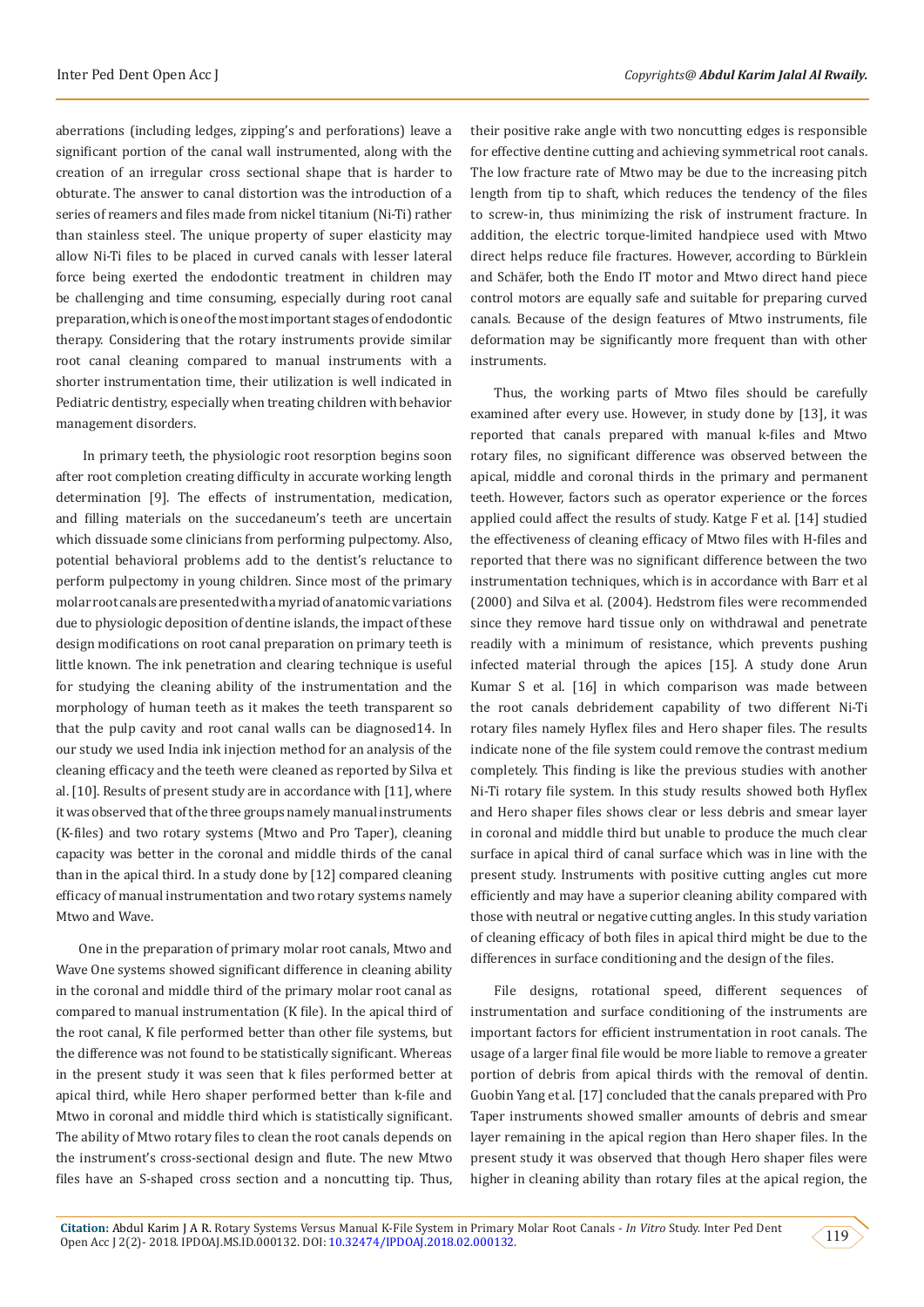aberrations (including ledges, zipping's and perforations) leave a significant portion of the canal wall instrumented, along with the creation of an irregular cross sectional shape that is harder to obturate. The answer to canal distortion was the introduction of a series of reamers and files made from nickel titanium (Ni-Ti) rather than stainless steel. The unique property of super elasticity may allow Ni-Ti files to be placed in curved canals with lesser lateral force being exerted the endodontic treatment in children may be challenging and time consuming, especially during root canal preparation, which is one of the most important stages of endodontic therapy. Considering that the rotary instruments provide similar root canal cleaning compared to manual instruments with a shorter instrumentation time, their utilization is well indicated in Pediatric dentistry, especially when treating children with behavior management disorders.

In primary teeth, the physiologic root resorption begins soon after root completion creating difficulty in accurate working length determination [9]. The effects of instrumentation, medication, and filling materials on the succedaneum's teeth are uncertain which dissuade some clinicians from performing pulpectomy. Also, potential behavioral problems add to the dentist's reluctance to perform pulpectomy in young children. Since most of the primary molar root canals are presented with a myriad of anatomic variations due to physiologic deposition of dentine islands, the impact of these design modifications on root canal preparation on primary teeth is little known. The ink penetration and clearing technique is useful for studying the cleaning ability of the instrumentation and the morphology of human teeth as it makes the teeth transparent so that the pulp cavity and root canal walls can be diagnosed14. In our study we used India ink injection method for an analysis of the cleaning efficacy and the teeth were cleaned as reported by Silva et al. [10]. Results of present study are in accordance with [11], where it was observed that of the three groups namely manual instruments (K-files) and two rotary systems (Mtwo and Pro Taper), cleaning capacity was better in the coronal and middle thirds of the canal than in the apical third. In a study done by [12] compared cleaning efficacy of manual instrumentation and two rotary systems namely Mtwo and Wave.

One in the preparation of primary molar root canals, Mtwo and Wave One systems showed significant difference in cleaning ability in the coronal and middle third of the primary molar root canal as compared to manual instrumentation (K file). In the apical third of the root canal, K file performed better than other file systems, but the difference was not found to be statistically significant. Whereas in the present study it was seen that k files performed better at apical third, while Hero shaper performed better than k-file and Mtwo in coronal and middle third which is statistically significant. The ability of Mtwo rotary files to clean the root canals depends on the instrument's cross-sectional design and flute. The new Mtwo files have an S-shaped cross section and a noncutting tip. Thus, their positive rake angle with two noncutting edges is responsible for effective dentine cutting and achieving symmetrical root canals. The low fracture rate of Mtwo may be due to the increasing pitch length from tip to shaft, which reduces the tendency of the files to screw-in, thus minimizing the risk of instrument fracture. In addition, the electric torque-limited handpiece used with Mtwo direct helps reduce file fractures. However, according to Bürklein and Schäfer, both the Endo IT motor and Mtwo direct hand piece control motors are equally safe and suitable for preparing curved canals. Because of the design features of Mtwo instruments, file deformation may be significantly more frequent than with other instruments.

Thus, the working parts of Mtwo files should be carefully examined after every use. However, in study done by [13], it was reported that canals prepared with manual k-files and Mtwo rotary files, no significant difference was observed between the apical, middle and coronal thirds in the primary and permanent teeth. However, factors such as operator experience or the forces applied could affect the results of study. Katge F et al. [14] studied the effectiveness of cleaning efficacy of Mtwo files with H-files and reported that there was no significant difference between the two instrumentation techniques, which is in accordance with Barr et al (2000) and Silva et al. (2004). Hedstrom files were recommended since they remove hard tissue only on withdrawal and penetrate readily with a minimum of resistance, which prevents pushing infected material through the apices [15]. A study done Arun Kumar S et al. [16] in which comparison was made between the root canals debridement capability of two different Ni-Ti rotary files namely Hyflex files and Hero shaper files. The results indicate none of the file system could remove the contrast medium completely. This finding is like the previous studies with another Ni-Ti rotary file system. In this study results showed both Hyflex and Hero shaper files shows clear or less debris and smear layer in coronal and middle third but unable to produce the much clear surface in apical third of canal surface which was in line with the present study. Instruments with positive cutting angles cut more efficiently and may have a superior cleaning ability compared with those with neutral or negative cutting angles. In this study variation of cleaning efficacy of both files in apical third might be due to the differences in surface conditioning and the design of the files.

File designs, rotational speed, different sequences of instrumentation and surface conditioning of the instruments are important factors for efficient instrumentation in root canals. The usage of a larger final file would be more liable to remove a greater portion of debris from apical thirds with the removal of dentin. Guobin Yang et al. [17] concluded that the canals prepared with Pro Taper instruments showed smaller amounts of debris and smear layer remaining in the apical region than Hero shaper files. In the present study it was observed that though Hero shaper files were higher in cleaning ability than rotary files at the apical region, the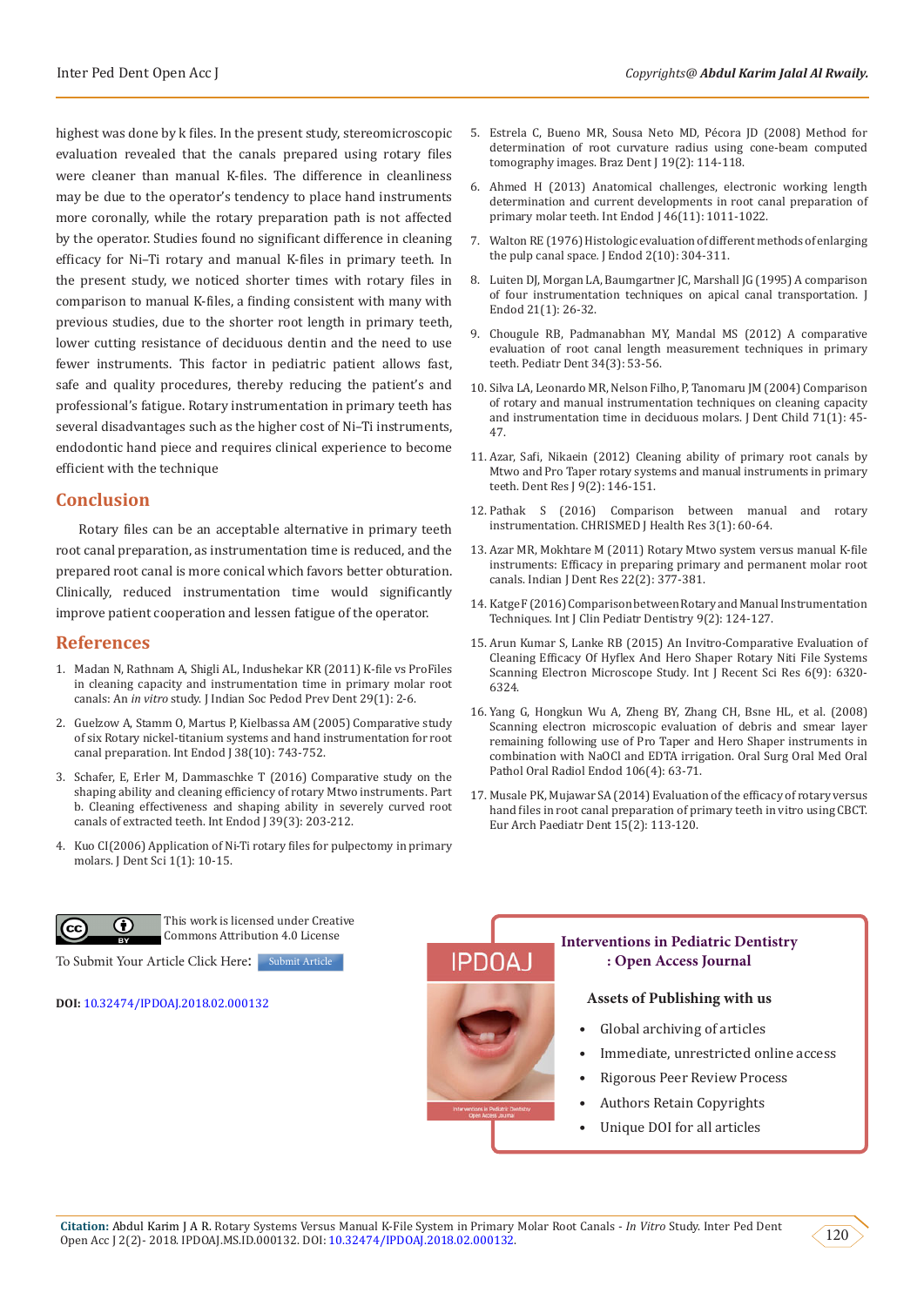highest was done by k files. In the present study, stereomicroscopic evaluation revealed that the canals prepared using rotary files were cleaner than manual K-files. The difference in cleanliness may be due to the operator's tendency to place hand instruments more coronally, while the rotary preparation path is not affected by the operator. Studies found no significant difference in cleaning efficacy for Ni–Ti rotary and manual K-files in primary teeth. In the present study, we noticed shorter times with rotary files in comparison to manual K-files, a finding consistent with many with previous studies, due to the shorter root length in primary teeth, lower cutting resistance of deciduous dentin and the need to use fewer instruments. This factor in pediatric patient allows fast, safe and quality procedures, thereby reducing the patient's and professional's fatigue. Rotary instrumentation in primary teeth has several disadvantages such as the higher cost of Ni–Ti instruments, endodontic hand piece and requires clinical experience to become efficient with the technique

## Conclusion

Rotary files can be an acceptable alternative in primary teeth root canal preparation, as instrumentation time is reduced, and the prepared root canal is more conical which favors better obturation. Clinically, reduced instrumentation time would significantly improve patient cooperation and lessen fatigue of the operator.

## References

1. Madan N, Rathnam A, Shigli AL, Indushekar KR (2011) K-file vs ProFiles in cleaning capacity and instrumentation time in primary molar root canals: An *in vitro* study. J Indian Soc Pedod Prev Dent 29(1): 2-6.
2. Guelzow A, Stamm O, Martus P, Kielbassa AM (2005) Comparative study of six Rotary nickel-titanium systems and hand instrumentation for root canal preparation. Int Endod J 38(10): 743-752.
3. Schafer, E, Erler M, Dammaschke T (2016) Comparative study on the shaping ability and cleaning efficiency of rotary Mtwo instruments. Part b. Cleaning effectiveness and shaping ability in severely curved root canals of extracted teeth. Int Endod J 39(3): 203-212.
4. Kuo CI(2006) Application of Ni-Ti rotary files for pulpectomy in primary molars. J Dent Sci 1(1): 10-15.
5. Estrela C, Bueno MR, Sousa Neto MD, Pécora JD (2008) Method for determination of root curvature radius using cone-beam computed tomography images. Braz Dent J 19(2): 114-118.
6. Ahmed H (2013) Anatomical challenges, electronic working length determination and current developments in root canal preparation of primary molar teeth. Int Endod J 46(11): 1011-1022.
7. Walton RE (1976) Histologic evaluation of different methods of enlarging the pulp canal space. J Endod 2(10): 304-311.
8. Luiten DJ, Morgan LA, Baumgartner JC, Marshall JG (1995) A comparison of four instrumentation techniques on apical canal transportation. J Endod 21(1): 26-32.
9. Chougule RB, Padmanabhan MY, Mandal MS (2012) A comparative evaluation of root canal length measurement techniques in primary teeth. Pediatr Dent 34(3): 53-56.
10. Silva LA, Leonardo MR, Nelson Filho, P, Tanomaru JM (2004) Comparison of rotary and manual instrumentation techniques on cleaning capacity and instrumentation time in deciduous molars. J Dent Child 71(1): 45-47.
11. Azar, Safi, Nikaein (2012) Cleaning ability of primary root canals by Mtwo and Pro Taper rotary systems and manual instruments in primary teeth. Dent Res J 9(2): 146-151.
12. Pathak S (2016) Comparison between manual and rotary instrumentation. CHRISMED J Health Res 3(1): 60-64.
13. Azar MR, Mokhtare M (2011) Rotary Mtwo system versus manual K-file instruments: Efficacy in preparing primary and permanent molar root canals. Indian J Dent Res 22(2): 377-381.
14. Katge F (2016) Comparison between Rotary and Manual Instrumentation Techniques. Int J Clin Pediatr Dentistry 9(2): 124-127.
15. Arun Kumar S, Lanke RB (2015) An Invitro-Comparative Evaluation of Cleaning Efficacy Of Hyflex And Hero Shaper Rotary Niti File Systems Scanning Electron Microscope Study. Int J Recent Sci Res 6(9): 6320-6324.
16. Yang G, Hongkun Wu A, Zheng BY, Zhang CH, Bsne HL, et al. (2008) Scanning electron microscopic evaluation of debris and smear layer remaining following use of Pro Taper and Hero Shaper instruments in combination with NaOCl and EDTA irrigation. Oral Surg Oral Med Oral Pathol Oral Radiol Endod 106(4): 63-71.
17. Musale PK, Mujawar SA (2014) Evaluation of the efficacy of rotary versus hand files in root canal preparation of primary teeth in vitro using CBCT. Eur Arch Paediatr Dent 15(2): 113-120.

This work is licensed under Creative Commons Attribution 4.0 License

To Submit Your Article Click Here: Submit Article

**DOI:** 10.32474/IPDOAJ.2018.02.000132

**Interventions in Pediatric Dentistry : Open Access Journal**

**Assets of Publishing with us**

- Global archiving of articles
- Immediate, unrestricted online access
- Rigorous Peer Review Process
- Authors Retain Copyrights
- Unique DOI for all articles

**Citation:** Abdul Karim J A R. Rotary Systems Versus Manual K-File System in Primary Molar Root Canals - *In Vitro* Study. Inter Ped Dent Open Acc J 2(2)- 2018. IPDOAJ.MS.ID.000132. DOI: 10.32474/IPDOAJ.2018.02.000132.